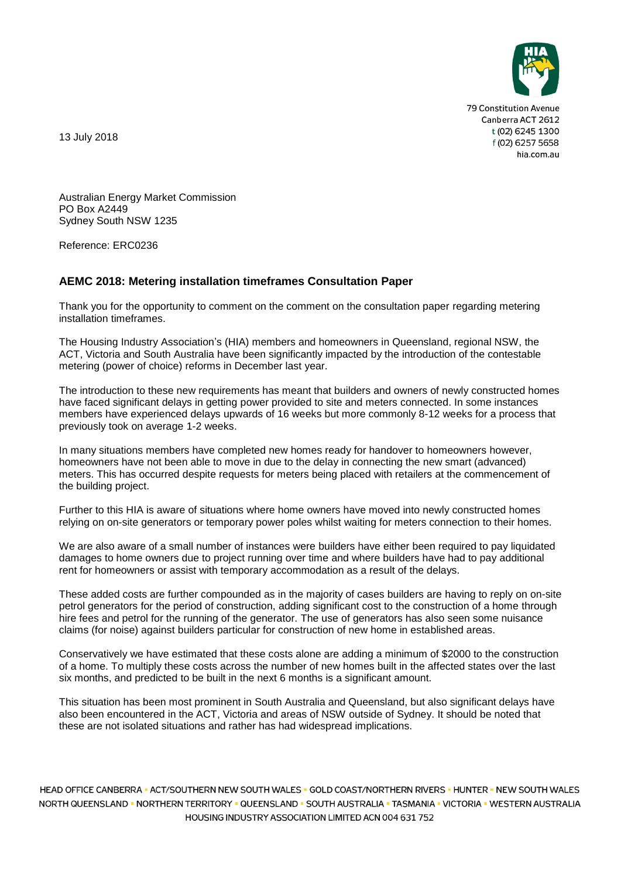79 Constitution Avenue
Canberra ACT 2612
t (02) 6245 1300
f (02) 6257 5658
hia.com.au

13 July 2018

Australian Energy Market Commission
PO Box A2449
Sydney South NSW 1235

Reference: ERC0236

## AEMC 2018: Metering installation timeframes Consultation Paper

Thank you for the opportunity to comment on the comment on the consultation paper regarding metering installation timeframes.

The Housing Industry Association's (HIA) members and homeowners in Queensland, regional NSW, the ACT, Victoria and South Australia have been significantly impacted by the introduction of the contestable metering (power of choice) reforms in December last year.

The introduction to these new requirements has meant that builders and owners of newly constructed homes have faced significant delays in getting power provided to site and meters connected. In some instances members have experienced delays upwards of 16 weeks but more commonly 8-12 weeks for a process that previously took on average 1-2 weeks.

In many situations members have completed new homes ready for handover to homeowners however, homeowners have not been able to move in due to the delay in connecting the new smart (advanced) meters. This has occurred despite requests for meters being placed with retailers at the commencement of the building project.

Further to this HIA is aware of situations where home owners have moved into newly constructed homes relying on on-site generators or temporary power poles whilst waiting for meters connection to their homes.

We are also aware of a small number of instances were builders have either been required to pay liquidated damages to home owners due to project running over time and where builders have had to pay additional rent for homeowners or assist with temporary accommodation as a result of the delays.

These added costs are further compounded as in the majority of cases builders are having to reply on on-site petrol generators for the period of construction, adding significant cost to the construction of a home through hire fees and petrol for the running of the generator. The use of generators has also seen some nuisance claims (for noise) against builders particular for construction of new home in established areas.

Conservatively we have estimated that these costs alone are adding a minimum of $2000 to the construction of a home. To multiply these costs across the number of new homes built in the affected states over the last six months, and predicted to be built in the next 6 months is a significant amount.

This situation has been most prominent in South Australia and Queensland, but also significant delays have also been encountered in the ACT, Victoria and areas of NSW outside of Sydney. It should be noted that these are not isolated situations and rather has had widespread implications.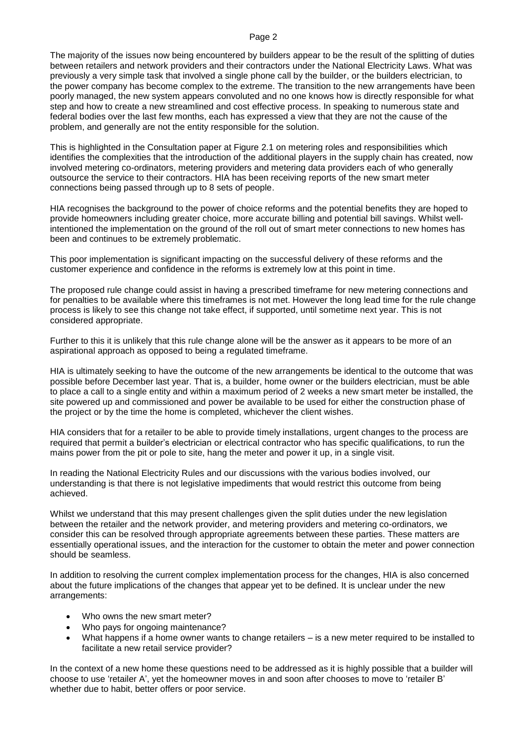The majority of the issues now being encountered by builders appear to be the result of the splitting of duties between retailers and network providers and their contractors under the National Electricity Laws. What was previously a very simple task that involved a single phone call by the builder, or the builders electrician, to the power company has become complex to the extreme. The transition to the new arrangements have been poorly managed, the new system appears convoluted and no one knows how is directly responsible for what step and how to create a new streamlined and cost effective process. In speaking to numerous state and federal bodies over the last few months, each has expressed a view that they are not the cause of the problem, and generally are not the entity responsible for the solution.

This is highlighted in the Consultation paper at Figure 2.1 on metering roles and responsibilities which identifies the complexities that the introduction of the additional players in the supply chain has created, now involved metering co-ordinators, metering providers and metering data providers each of who generally outsource the service to their contractors. HIA has been receiving reports of the new smart meter connections being passed through up to 8 sets of people.

HIA recognises the background to the power of choice reforms and the potential benefits they are hoped to provide homeowners including greater choice, more accurate billing and potential bill savings. Whilst well-intentioned the implementation on the ground of the roll out of smart meter connections to new homes has been and continues to be extremely problematic.

This poor implementation is significant impacting on the successful delivery of these reforms and the customer experience and confidence in the reforms is extremely low at this point in time.

The proposed rule change could assist in having a prescribed timeframe for new metering connections and for penalties to be available where this timeframes is not met. However the long lead time for the rule change process is likely to see this change not take effect, if supported, until sometime next year. This is not considered appropriate.

Further to this it is unlikely that this rule change alone will be the answer as it appears to be more of an aspirational approach as opposed to being a regulated timeframe.

HIA is ultimately seeking to have the outcome of the new arrangements be identical to the outcome that was possible before December last year. That is, a builder, home owner or the builders electrician, must be able to place a call to a single entity and within a maximum period of 2 weeks a new smart meter be installed, the site powered up and commissioned and power be available to be used for either the construction phase of the project or by the time the home is completed, whichever the client wishes.

HIA considers that for a retailer to be able to provide timely installations, urgent changes to the process are required that permit a builder's electrician or electrical contractor who has specific qualifications, to run the mains power from the pit or pole to site, hang the meter and power it up, in a single visit.

In reading the National Electricity Rules and our discussions with the various bodies involved, our understanding is that there is not legislative impediments that would restrict this outcome from being achieved.

Whilst we understand that this may present challenges given the split duties under the new legislation between the retailer and the network provider, and metering providers and metering co-ordinators, we consider this can be resolved through appropriate agreements between these parties. These matters are essentially operational issues, and the interaction for the customer to obtain the meter and power connection should be seamless.

In addition to resolving the current complex implementation process for the changes, HIA is also concerned about the future implications of the changes that appear yet to be defined. It is unclear under the new arrangements:

- Who owns the new smart meter?
- Who pays for ongoing maintenance?
- What happens if a home owner wants to change retailers – is a new meter required to be installed to facilitate a new retail service provider?

In the context of a new home these questions need to be addressed as it is highly possible that a builder will choose to use 'retailer A', yet the homeowner moves in and soon after chooses to move to 'retailer B' whether due to habit, better offers or poor service.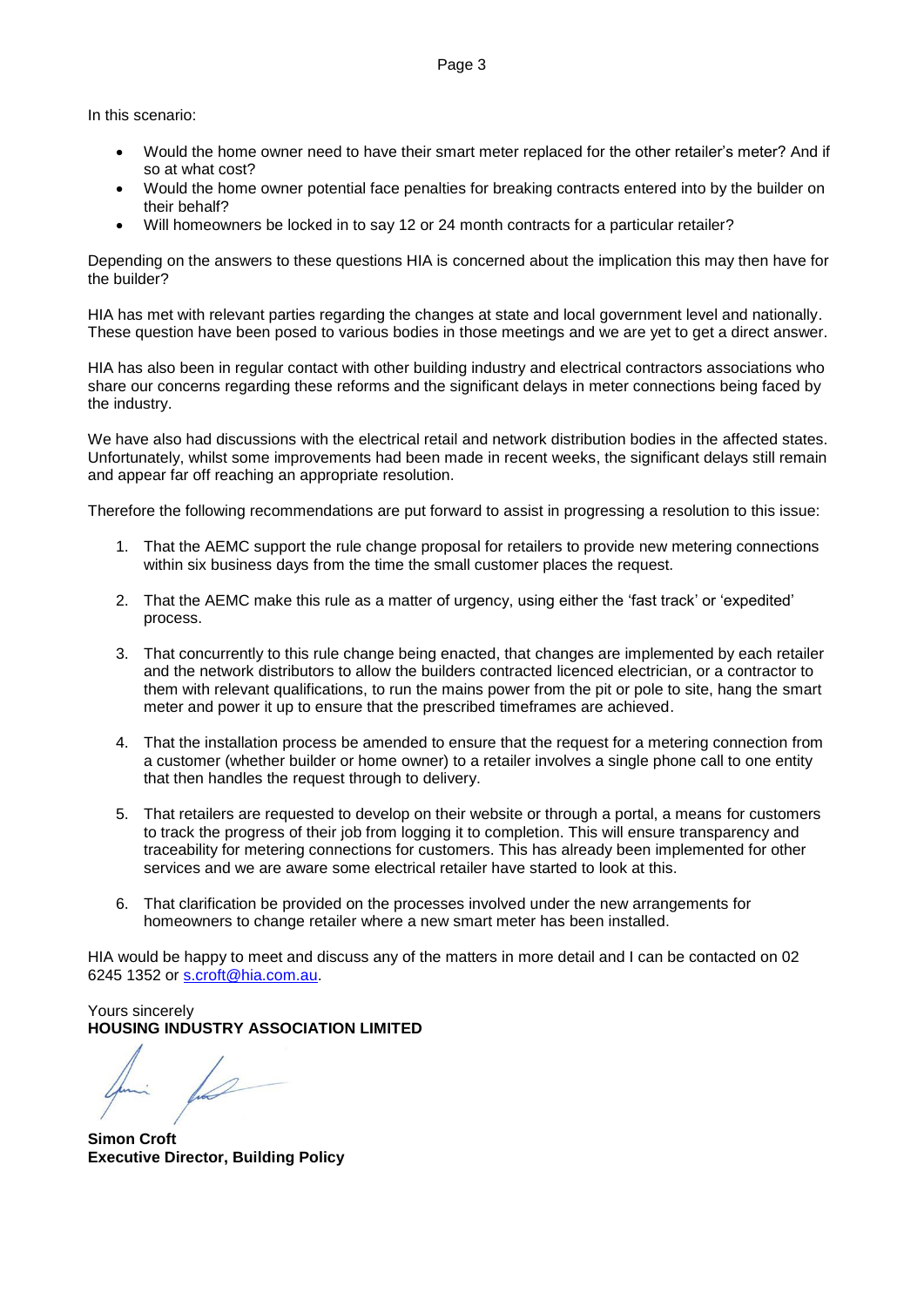In this scenario:

- Would the home owner need to have their smart meter replaced for the other retailer's meter? And if so at what cost?
- Would the home owner potential face penalties for breaking contracts entered into by the builder on their behalf?
- Will homeowners be locked in to say 12 or 24 month contracts for a particular retailer?

Depending on the answers to these questions HIA is concerned about the implication this may then have for the builder?

HIA has met with relevant parties regarding the changes at state and local government level and nationally. These question have been posed to various bodies in those meetings and we are yet to get a direct answer.

HIA has also been in regular contact with other building industry and electrical contractors associations who share our concerns regarding these reforms and the significant delays in meter connections being faced by the industry.

We have also had discussions with the electrical retail and network distribution bodies in the affected states. Unfortunately, whilst some improvements had been made in recent weeks, the significant delays still remain and appear far off reaching an appropriate resolution.

Therefore the following recommendations are put forward to assist in progressing a resolution to this issue:

1. That the AEMC support the rule change proposal for retailers to provide new metering connections within six business days from the time the small customer places the request.
2. That the AEMC make this rule as a matter of urgency, using either the 'fast track' or 'expedited' process.
3. That concurrently to this rule change being enacted, that changes are implemented by each retailer and the network distributors to allow the builders contracted licenced electrician, or a contractor to them with relevant qualifications, to run the mains power from the pit or pole to site, hang the smart meter and power it up to ensure that the prescribed timeframes are achieved.
4. That the installation process be amended to ensure that the request for a metering connection from a customer (whether builder or home owner) to a retailer involves a single phone call to one entity that then handles the request through to delivery.
5. That retailers are requested to develop on their website or through a portal, a means for customers to track the progress of their job from logging it to completion. This will ensure transparency and traceability for metering connections for customers. This has already been implemented for other services and we are aware some electrical retailer have started to look at this.
6. That clarification be provided on the processes involved under the new arrangements for homeowners to change retailer where a new smart meter has been installed.

HIA would be happy to meet and discuss any of the matters in more detail and I can be contacted on 02 6245 1352 or s.croft@hia.com.au.

Yours sincerely
**HOUSING INDUSTRY ASSOCIATION LIMITED**

**Simon Croft**
**Executive Director, Building Policy**